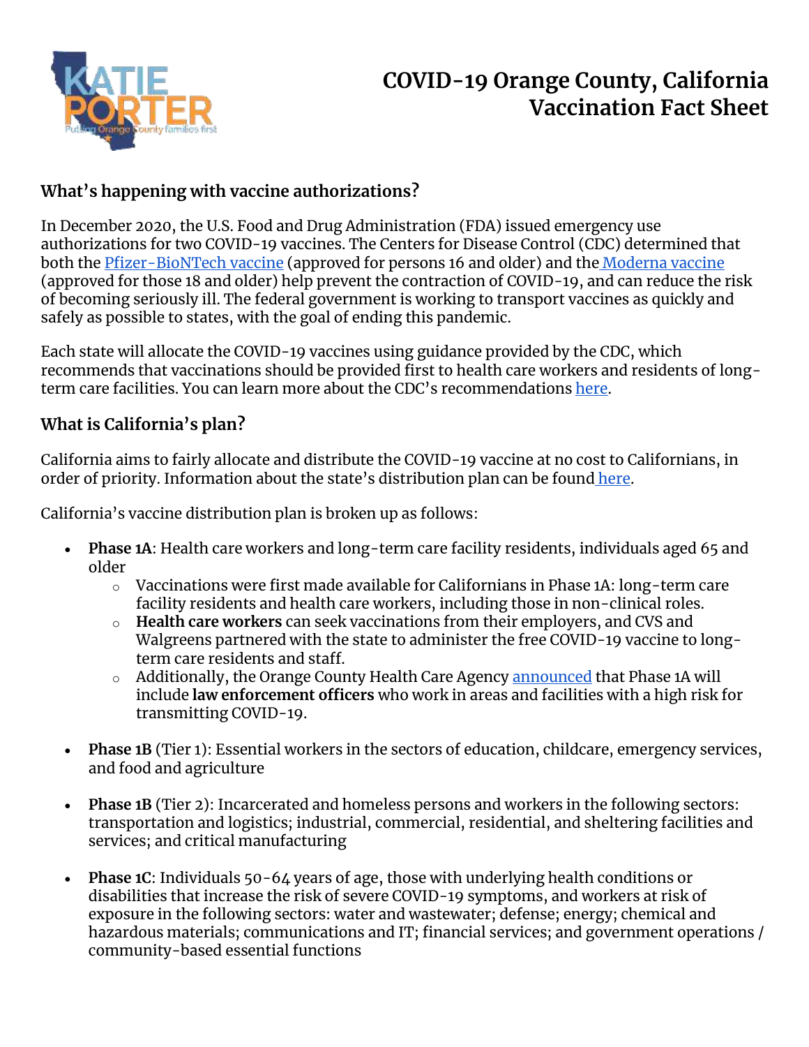# COVID-19 Orange County, California Vaccination Fact Sheet

## What's happening with vaccine authorizations?

In December 2020, the U.S. Food and Drug Administration (FDA) issued emergency use authorizations for two COVID-19 vaccines. The Centers for Disease Control (CDC) determined that both the Pfizer-BioNTech vaccine (approved for persons 16 and older) and the Moderna vaccine (approved for those 18 and older) help prevent the contraction of COVID-19, and can reduce the risk of becoming seriously ill. The federal government is working to transport vaccines as quickly and safely as possible to states, with the goal of ending this pandemic.

Each state will allocate the COVID-19 vaccines using guidance provided by the CDC, which recommends that vaccinations should be provided first to health care workers and residents of long-term care facilities. You can learn more about the CDC's recommendations here.

## What is California's plan?

California aims to fairly allocate and distribute the COVID-19 vaccine at no cost to Californians, in order of priority. Information about the state's distribution plan can be found here.

California's vaccine distribution plan is broken up as follows:

- **Phase 1A**: Health care workers and long-term care facility residents, individuals aged 65 and older
  - Vaccinations were first made available for Californians in Phase 1A: long-term care facility residents and health care workers, including those in non-clinical roles.
  - **Health care workers** can seek vaccinations from their employers, and CVS and Walgreens partnered with the state to administer the free COVID-19 vaccine to long-term care residents and staff.
  - Additionally, the Orange County Health Care Agency announced that Phase 1A will include **law enforcement officers** who work in areas and facilities with a high risk for transmitting COVID-19.

- **Phase 1B** (Tier 1): Essential workers in the sectors of education, childcare, emergency services, and food and agriculture

- **Phase 1B** (Tier 2): Incarcerated and homeless persons and workers in the following sectors: transportation and logistics; industrial, commercial, residential, and sheltering facilities and services; and critical manufacturing

- **Phase 1C**: Individuals 50-64 years of age, those with underlying health conditions or disabilities that increase the risk of severe COVID-19 symptoms, and workers at risk of exposure in the following sectors: water and wastewater; defense; energy; chemical and hazardous materials; communications and IT; financial services; and government operations / community-based essential functions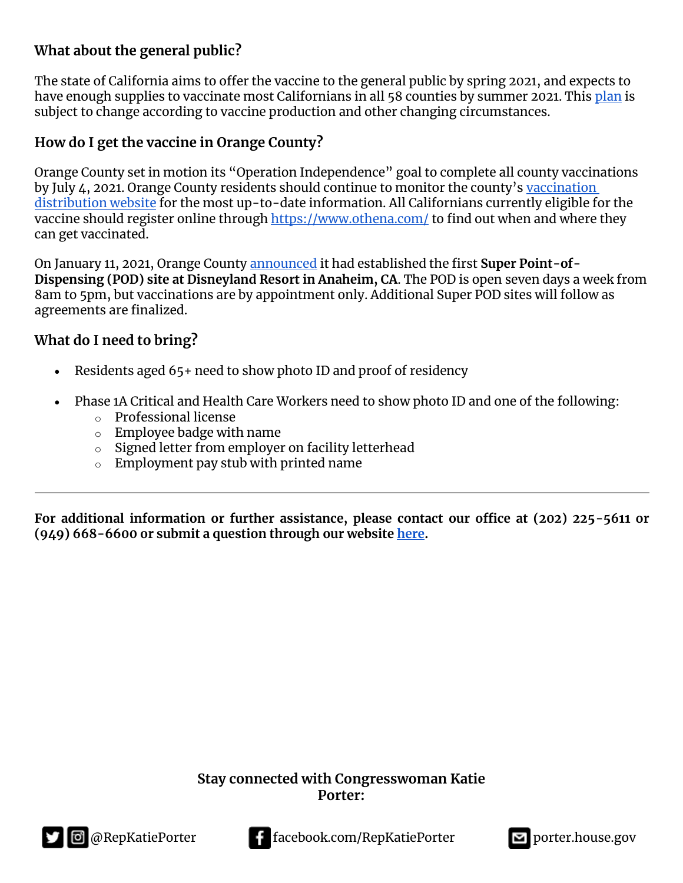## What about the general public?

The state of California aims to offer the vaccine to the general public by spring 2021, and expects to have enough supplies to vaccinate most Californians in all 58 counties by summer 2021. This plan is subject to change according to vaccine production and other changing circumstances.

## How do I get the vaccine in Orange County?

Orange County set in motion its "Operation Independence" goal to complete all county vaccinations by July 4, 2021. Orange County residents should continue to monitor the county's vaccination distribution website for the most up-to-date information. All Californians currently eligible for the vaccine should register online through https://www.othena.com/ to find out when and where they can get vaccinated.

On January 11, 2021, Orange County announced it had established the first **Super Point-of-Dispensing (POD) site at Disneyland Resort in Anaheim, CA**. The POD is open seven days a week from 8am to 5pm, but vaccinations are by appointment only. Additional Super POD sites will follow as agreements are finalized.

## What do I need to bring?

- Residents aged 65+ need to show photo ID and proof of residency
- Phase 1A Critical and Health Care Workers need to show photo ID and one of the following:
  - Professional license
  - Employee badge with name
  - Signed letter from employer on facility letterhead
  - Employment pay stub with printed name

---

**For additional information or further assistance, please contact our office at (202) 225-5611 or (949) 668-6600 or submit a question through our website here.**

**Stay connected with Congresswoman Katie Porter:**

@RepKatiePorter facebook.com/RepKatiePorter porter.house.gov